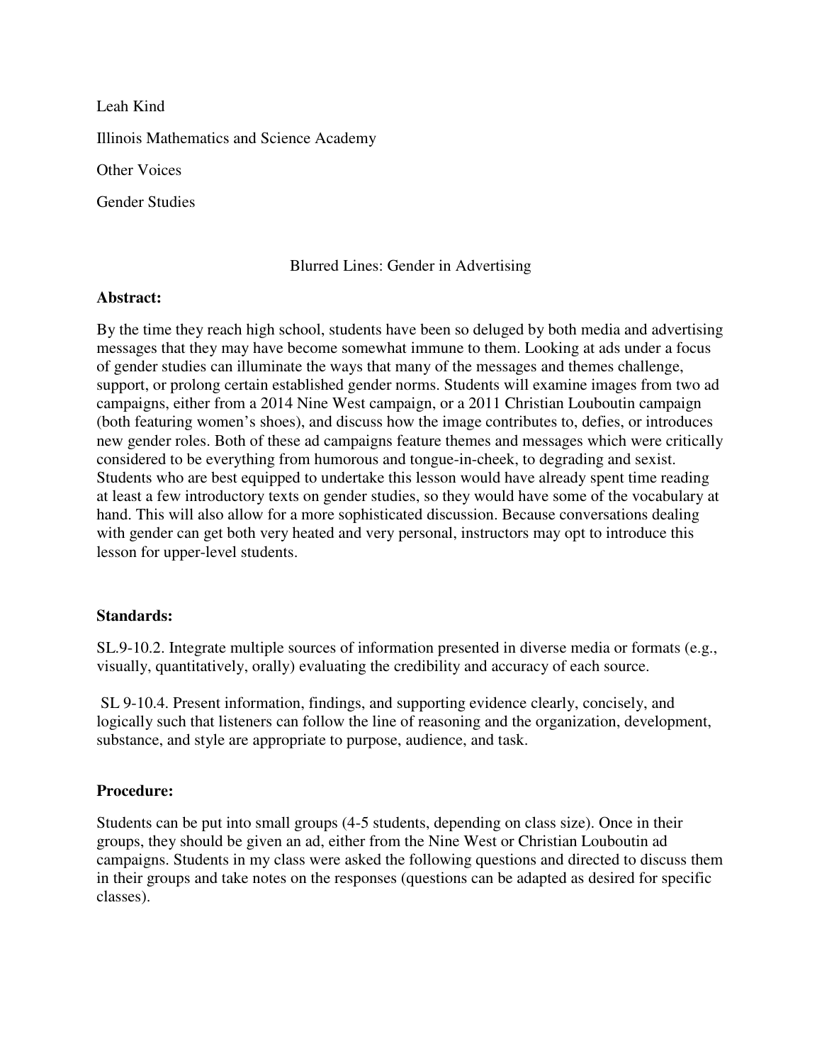Leah Kind

Illinois Mathematics and Science Academy

Other Voices

Gender Studies

# Blurred Lines: Gender in Advertising

**Abstract:**

By the time they reach high school, students have been so deluged by both media and advertising messages that they may have become somewhat immune to them. Looking at ads under a focus of gender studies can illuminate the ways that many of the messages and themes challenge, support, or prolong certain established gender norms. Students will examine images from two ad campaigns, either from a 2014 Nine West campaign, or a 2011 Christian Louboutin campaign (both featuring women's shoes), and discuss how the image contributes to, defies, or introduces new gender roles. Both of these ad campaigns feature themes and messages which were critically considered to be everything from humorous and tongue-in-cheek, to degrading and sexist. Students who are best equipped to undertake this lesson would have already spent time reading at least a few introductory texts on gender studies, so they would have some of the vocabulary at hand. This will also allow for a more sophisticated discussion. Because conversations dealing with gender can get both very heated and very personal, instructors may opt to introduce this lesson for upper-level students.

**Standards:**

SL.9-10.2. Integrate multiple sources of information presented in diverse media or formats (e.g., visually, quantitatively, orally) evaluating the credibility and accuracy of each source.

SL 9-10.4. Present information, findings, and supporting evidence clearly, concisely, and logically such that listeners can follow the line of reasoning and the organization, development, substance, and style are appropriate to purpose, audience, and task.

**Procedure:**

Students can be put into small groups (4-5 students, depending on class size). Once in their groups, they should be given an ad, either from the Nine West or Christian Louboutin ad campaigns. Students in my class were asked the following questions and directed to discuss them in their groups and take notes on the responses (questions can be adapted as desired for specific classes).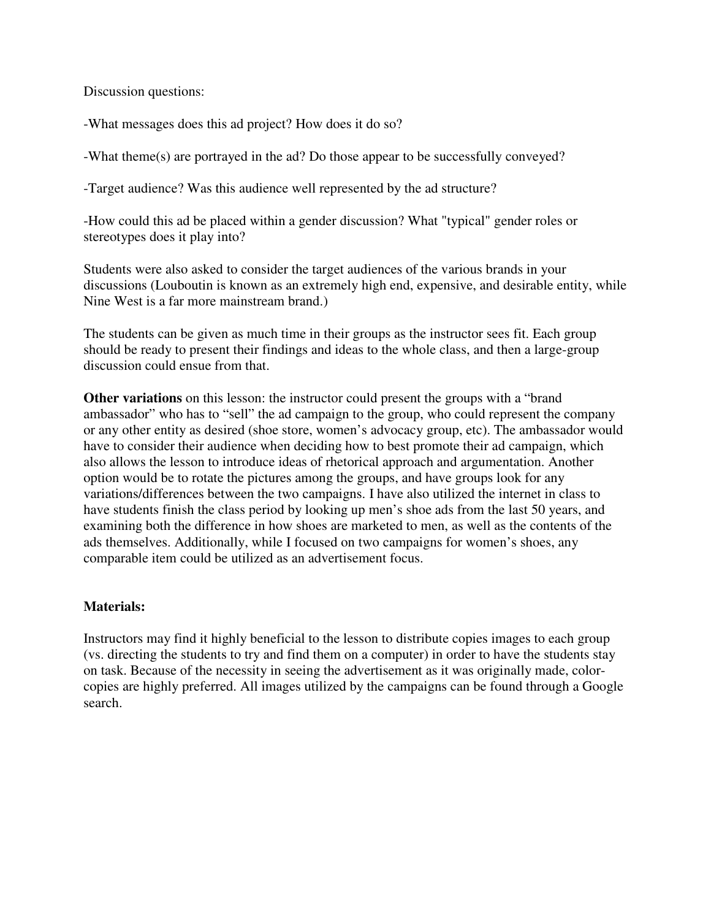Discussion questions:

-What messages does this ad project? How does it do so?

-What theme(s) are portrayed in the ad? Do those appear to be successfully conveyed?

-Target audience? Was this audience well represented by the ad structure?

-How could this ad be placed within a gender discussion? What "typical" gender roles or stereotypes does it play into?

Students were also asked to consider the target audiences of the various brands in your discussions (Louboutin is known as an extremely high end, expensive, and desirable entity, while Nine West is a far more mainstream brand.)

The students can be given as much time in their groups as the instructor sees fit. Each group should be ready to present their findings and ideas to the whole class, and then a large-group discussion could ensue from that.

**Other variations** on this lesson: the instructor could present the groups with a "brand ambassador" who has to "sell" the ad campaign to the group, who could represent the company or any other entity as desired (shoe store, women's advocacy group, etc). The ambassador would have to consider their audience when deciding how to best promote their ad campaign, which also allows the lesson to introduce ideas of rhetorical approach and argumentation. Another option would be to rotate the pictures among the groups, and have groups look for any variations/differences between the two campaigns. I have also utilized the internet in class to have students finish the class period by looking up men's shoe ads from the last 50 years, and examining both the difference in how shoes are marketed to men, as well as the contents of the ads themselves. Additionally, while I focused on two campaigns for women's shoes, any comparable item could be utilized as an advertisement focus.

**Materials:**

Instructors may find it highly beneficial to the lesson to distribute copies images to each group (vs. directing the students to try and find them on a computer) in order to have the students stay on task. Because of the necessity in seeing the advertisement as it was originally made, color-copies are highly preferred. All images utilized by the campaigns can be found through a Google search.